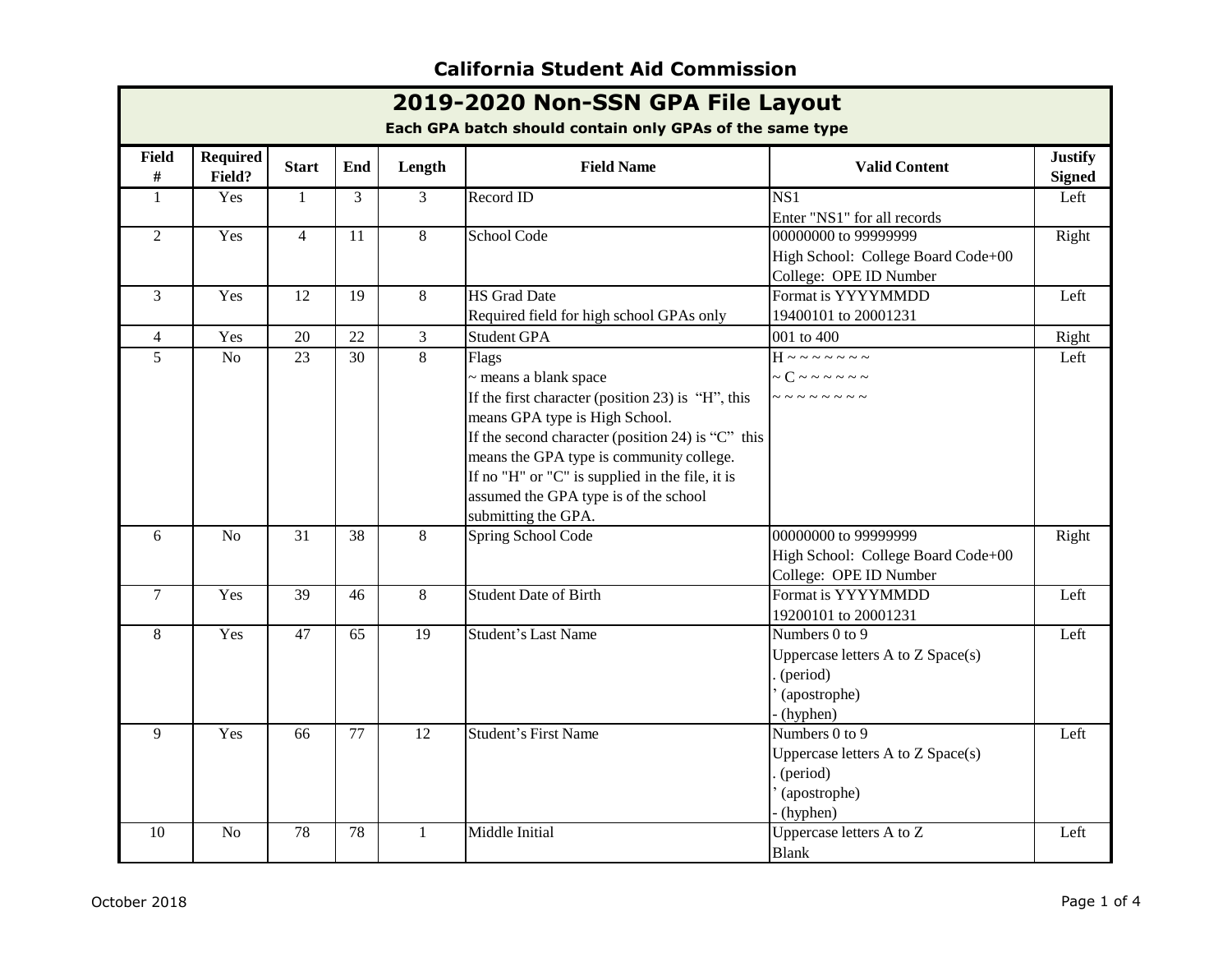# California Student Aid Commission

## 2019-2020 Non-SSN GPA File Layout

**Each GPA batch should contain only GPAs of the same type**

| Field # | Required Field? | Start | End | Length | Field Name | Valid Content | Justify Signed |
|---|---|---|---|---|---|---|---|
| 1 | Yes | 1 | 3 | 3 | Record ID | NS1<br>Enter "NS1" for all records | Left |
| 2 | Yes | 4 | 11 | 8 | School Code | 00000000 to 99999999<br>High School: College Board Code+00<br>College: OPE ID Number | Right |
| 3 | Yes | 12 | 19 | 8 | HS Grad Date<br>Required field for high school GPAs only | Format is YYYYMMDD<br>19400101 to 20001231 | Left |
| 4 | Yes | 20 | 22 | 3 | Student GPA | 001 to 400 | Right |
| 5 | No | 23 | 30 | 8 | Flags<br>~ means a blank space<br>If the first character (position 23) is "H", this means GPA type is High School.<br>If the second character (position 24) is "C" this means the GPA type is community college.<br>If no "H" or "C" is supplied in the file, it is assumed the GPA type is of the school submitting the GPA. | H ~ ~ ~ ~ ~ ~ ~<br>~ C ~ ~ ~ ~ ~ ~<br>~ ~ ~ ~ ~ ~ ~ ~ | Left |
| 6 | No | 31 | 38 | 8 | Spring School Code | 00000000 to 99999999<br>High School: College Board Code+00<br>College: OPE ID Number | Right |
| 7 | Yes | 39 | 46 | 8 | Student Date of Birth | Format is YYYYMMDD<br>19200101 to 20001231 | Left |
| 8 | Yes | 47 | 65 | 19 | Student's Last Name | Numbers 0 to 9<br>Uppercase letters A to Z Space(s)<br>. (period)<br>' (apostrophe)<br>- (hyphen) | Left |
| 9 | Yes | 66 | 77 | 12 | Student's First Name | Numbers 0 to 9<br>Uppercase letters A to Z Space(s)<br>. (period)<br>' (apostrophe)<br>- (hyphen) | Left |
| 10 | No | 78 | 78 | 1 | Middle Initial | Uppercase letters A to Z<br>Blank | Left |

October 2018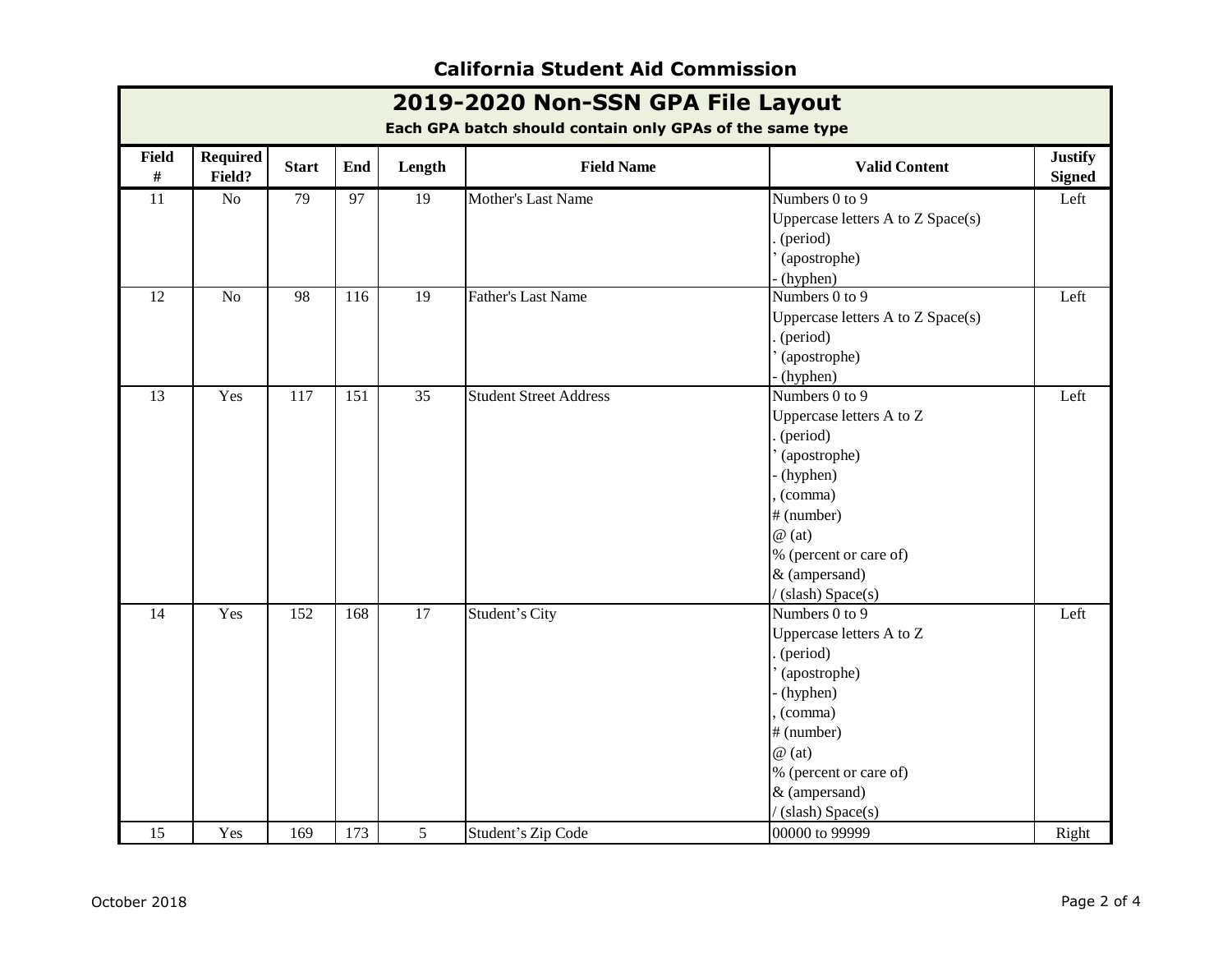# California Student Aid Commission

## 2019-2020 Non-SSN GPA File Layout

**Each GPA batch should contain only GPAs of the same type**

| Field # | Required Field? | Start | End | Length | Field Name | Valid Content | Justify Signed |
|---|---|---|---|---|---|---|---|
| 11 | No | 79 | 97 | 19 | Mother's Last Name | Numbers 0 to 9<br>Uppercase letters A to Z Space(s)<br>. (period)<br>' (apostrophe)<br>- (hyphen) | Left |
| 12 | No | 98 | 116 | 19 | Father's Last Name | Numbers 0 to 9<br>Uppercase letters A to Z Space(s)<br>. (period)<br>' (apostrophe)<br>- (hyphen) | Left |
| 13 | Yes | 117 | 151 | 35 | Student Street Address | Numbers 0 to 9<br>Uppercase letters A to Z<br>. (period)<br>' (apostrophe)<br>- (hyphen)<br>, (comma)<br># (number)<br>@ (at)<br>% (percent or care of)<br>& (ampersand)<br>/ (slash) Space(s) | Left |
| 14 | Yes | 152 | 168 | 17 | Student's City | Numbers 0 to 9<br>Uppercase letters A to Z<br>. (period)<br>' (apostrophe)<br>- (hyphen)<br>, (comma)<br># (number)<br>@ (at)<br>% (percent or care of)<br>& (ampersand)<br>/ (slash) Space(s) | Left |
| 15 | Yes | 169 | 173 | 5 | Student's Zip Code | 00000 to 99999 | Right |

October 2018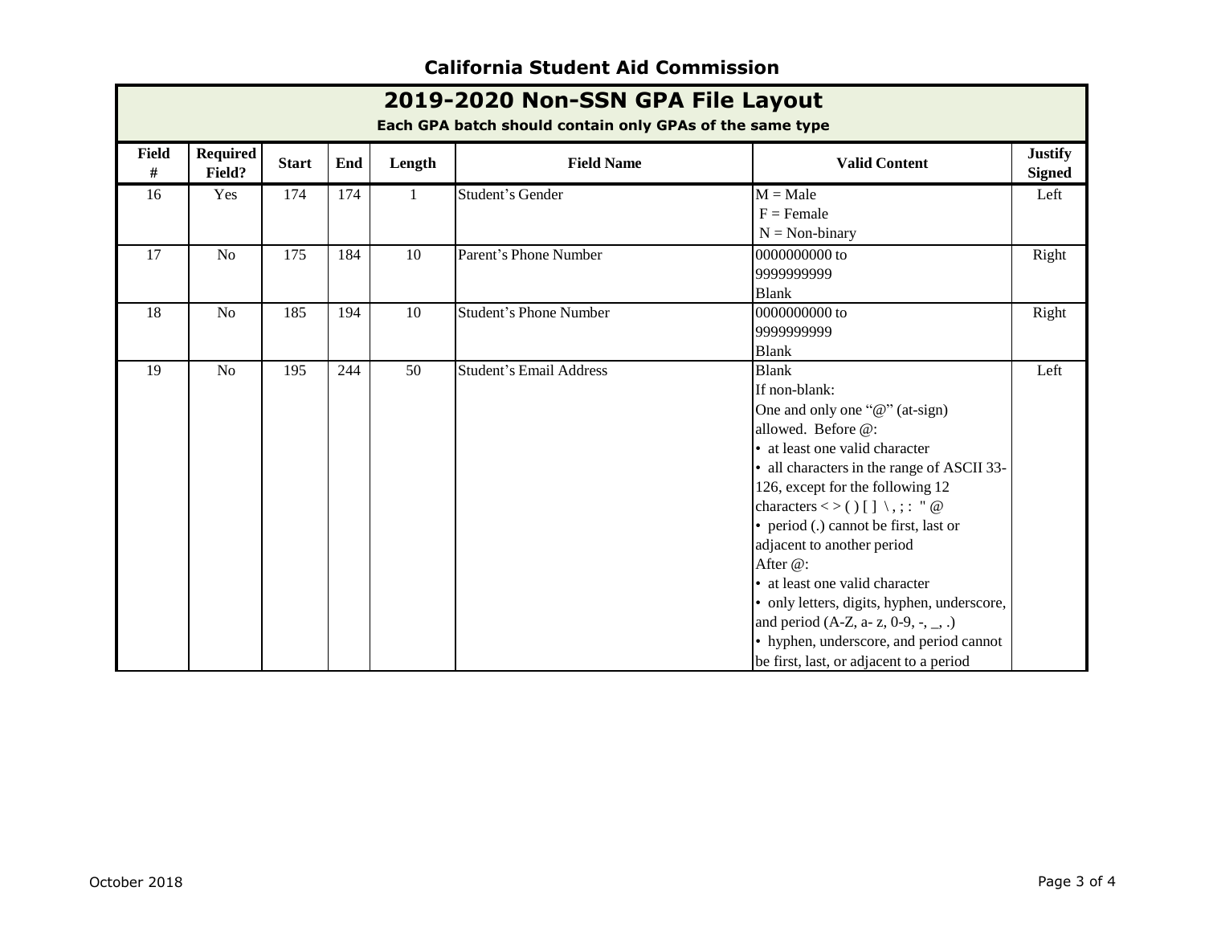## California Student Aid Commission

# 2019-2020 Non-SSN GPA File Layout

**Each GPA batch should contain only GPAs of the same type**

| Field # | Required Field? | Start | End | Length | Field Name | Valid Content | Justify Signed |
|---|---|---|---|---|---|---|---|
| 16 | Yes | 174 | 174 | 1 | Student's Gender | M = Male<br>F = Female<br>N = Non-binary | Left |
| 17 | No | 175 | 184 | 10 | Parent's Phone Number | 0000000000 to 9999999999<br>Blank | Right |
| 18 | No | 185 | 194 | 10 | Student's Phone Number | 0000000000 to 9999999999<br>Blank | Right |
| 19 | No | 195 | 244 | 50 | Student's Email Address | Blank<br>If non-blank:<br>One and only one "@" (at-sign) allowed. Before @:<br>• at least one valid character<br>• all characters in the range of ASCII 33-126, except for the following 12 characters < > ( ) [ ] \ , ; : " @<br>• period (.) cannot be first, last or adjacent to another period<br>After @:<br>• at least one valid character<br>• only letters, digits, hyphen, underscore, and period (A-Z, a- z, 0-9, -, _, .)<br>• hyphen, underscore, and period cannot be first, last, or adjacent to a period | Left |

October 2018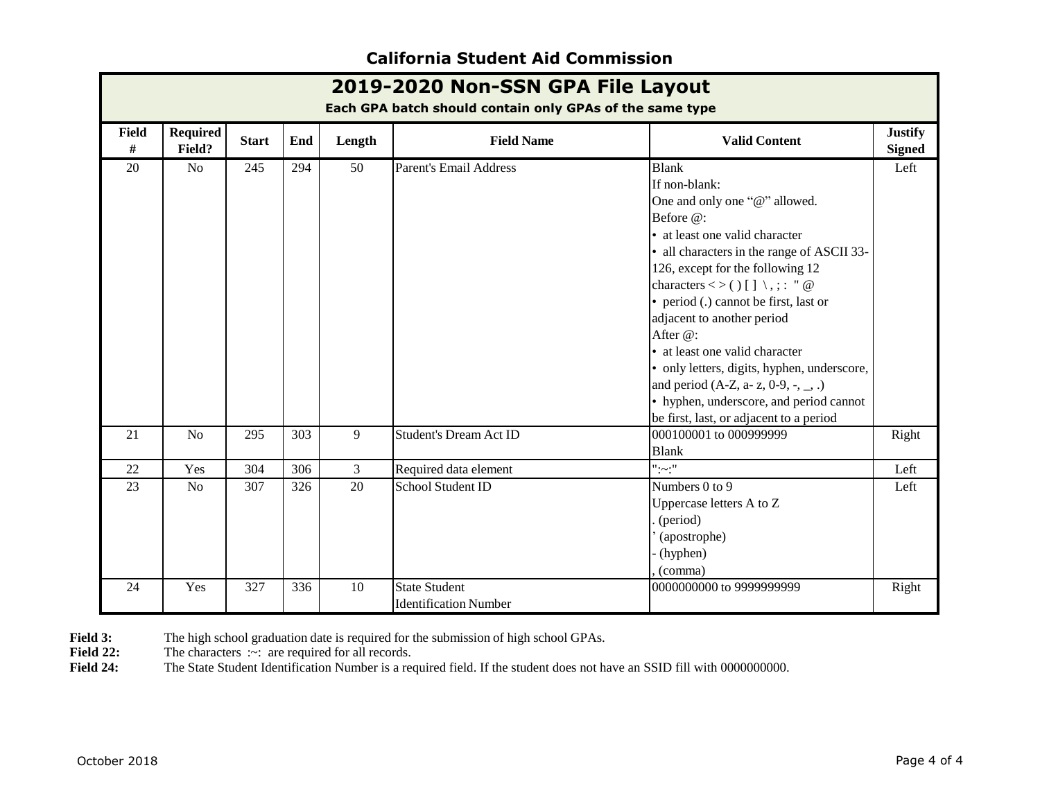# California Student Aid Commission

## 2019-2020 Non-SSN GPA File Layout

**Each GPA batch should contain only GPAs of the same type**

| Field # | Required Field? | Start | End | Length | Field Name | Valid Content | Justify Signed |
|---|---|---|---|---|---|---|---|
| 20 | No | 245 | 294 | 50 | Parent's Email Address | Blank<br>If non-blank:<br>One and only one "@" allowed.<br>Before @:<br>• at least one valid character<br>• all characters in the range of ASCII 33-126, except for the following 12 characters < > ( ) [ ] \ , ; : " @<br>• period (.) cannot be first, last or adjacent to another period<br>After @:<br>• at least one valid character<br>• only letters, digits, hyphen, underscore, and period (A-Z, a- z, 0-9, -, _, .)<br>• hyphen, underscore, and period cannot be first, last, or adjacent to a period | Left |
| 21 | No | 295 | 303 | 9 | Student's Dream Act ID | 000100001 to 000999999<br>Blank | Right |
| 22 | Yes | 304 | 306 | 3 | Required data element | ":~:" | Left |
| 23 | No | 307 | 326 | 20 | School Student ID | Numbers 0 to 9<br>Uppercase letters A to Z<br>. (period)<br>' (apostrophe)<br>- (hyphen)<br>, (comma) | Left |
| 24 | Yes | 327 | 336 | 10 | State Student Identification Number | 0000000000 to 9999999999 | Right |

**Field 3:** The high school graduation date is required for the submission of high school GPAs.

**Field 22:** The characters :~: are required for all records.

**Field 24:** The State Student Identification Number is a required field. If the student does not have an SSID fill with 0000000000.

October 2018